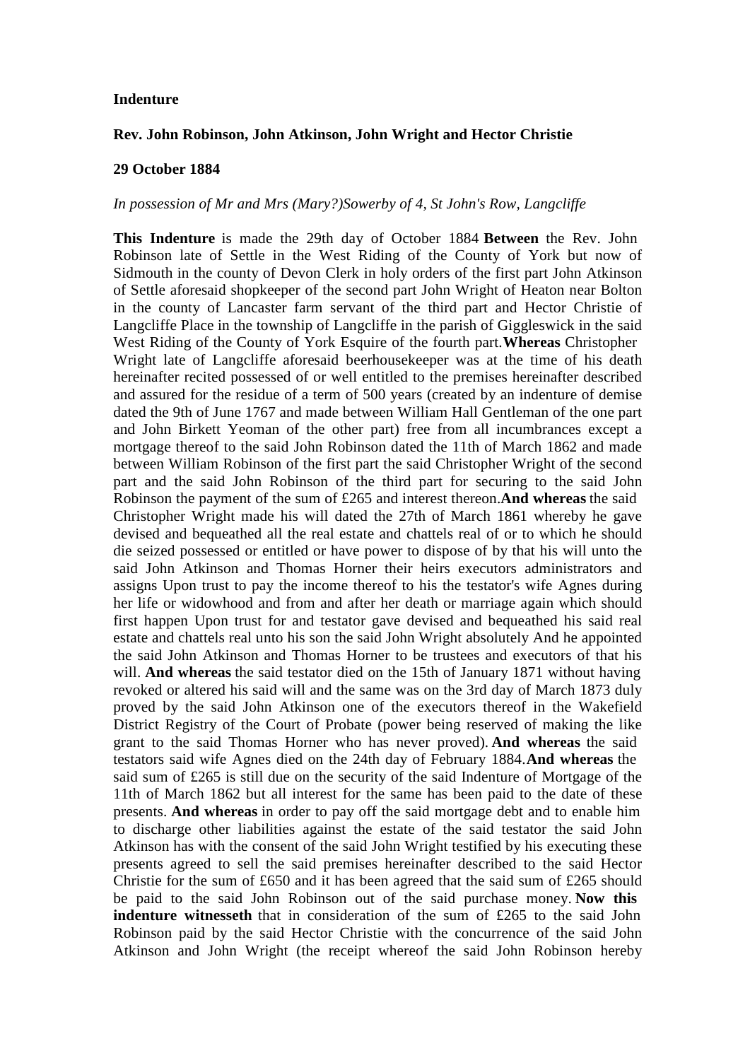**Indenture**

**Rev. John Robinson, John Atkinson, John Wright and Hector Christie**

**29 October 1884**

*In possession of Mr and Mrs (Mary?)Sowerby of 4, St John's Row, Langcliffe*

**This Indenture** is made the 29th day of October 1884 **Between** the Rev. John Robinson late of Settle in the West Riding of the County of York but now of Sidmouth in the county of Devon Clerk in holy orders of the first part John Atkinson of Settle aforesaid shopkeeper of the second part John Wright of Heaton near Bolton in the county of Lancaster farm servant of the third part and Hector Christie of Langcliffe Place in the township of Langcliffe in the parish of Giggleswick in the said West Riding of the County of York Esquire of the fourth part.**Whereas** Christopher Wright late of Langcliffe aforesaid beerhousekeeper was at the time of his death hereinafter recited possessed of or well entitled to the premises hereinafter described and assured for the residue of a term of 500 years (created by an indenture of demise dated the 9th of June 1767 and made between William Hall Gentleman of the one part and John Birkett Yeoman of the other part) free from all incumbrances except a mortgage thereof to the said John Robinson dated the 11th of March 1862 and made between William Robinson of the first part the said Christopher Wright of the second part and the said John Robinson of the third part for securing to the said John Robinson the payment of the sum of £265 and interest thereon.**And whereas** the said Christopher Wright made his will dated the 27th of March 1861 whereby he gave devised and bequeathed all the real estate and chattels real of or to which he should die seized possessed or entitled or have power to dispose of by that his will unto the said John Atkinson and Thomas Horner their heirs executors administrators and assigns Upon trust to pay the income thereof to his the testator's wife Agnes during her life or widowhood and from and after her death or marriage again which should first happen Upon trust for and testator gave devised and bequeathed his said real estate and chattels real unto his son the said John Wright absolutely And he appointed the said John Atkinson and Thomas Horner to be trustees and executors of that his will. **And whereas** the said testator died on the 15th of January 1871 without having revoked or altered his said will and the same was on the 3rd day of March 1873 duly proved by the said John Atkinson one of the executors thereof in the Wakefield District Registry of the Court of Probate (power being reserved of making the like grant to the said Thomas Horner who has never proved). **And whereas** the said testators said wife Agnes died on the 24th day of February 1884.**And whereas** the said sum of £265 is still due on the security of the said Indenture of Mortgage of the 11th of March 1862 but all interest for the same has been paid to the date of these presents. **And whereas** in order to pay off the said mortgage debt and to enable him to discharge other liabilities against the estate of the said testator the said John Atkinson has with the consent of the said John Wright testified by his executing these presents agreed to sell the said premises hereinafter described to the said Hector Christie for the sum of £650 and it has been agreed that the said sum of £265 should be paid to the said John Robinson out of the said purchase money. **Now this indenture witnesseth** that in consideration of the sum of £265 to the said John Robinson paid by the said Hector Christie with the concurrence of the said John Atkinson and John Wright (the receipt whereof the said John Robinson hereby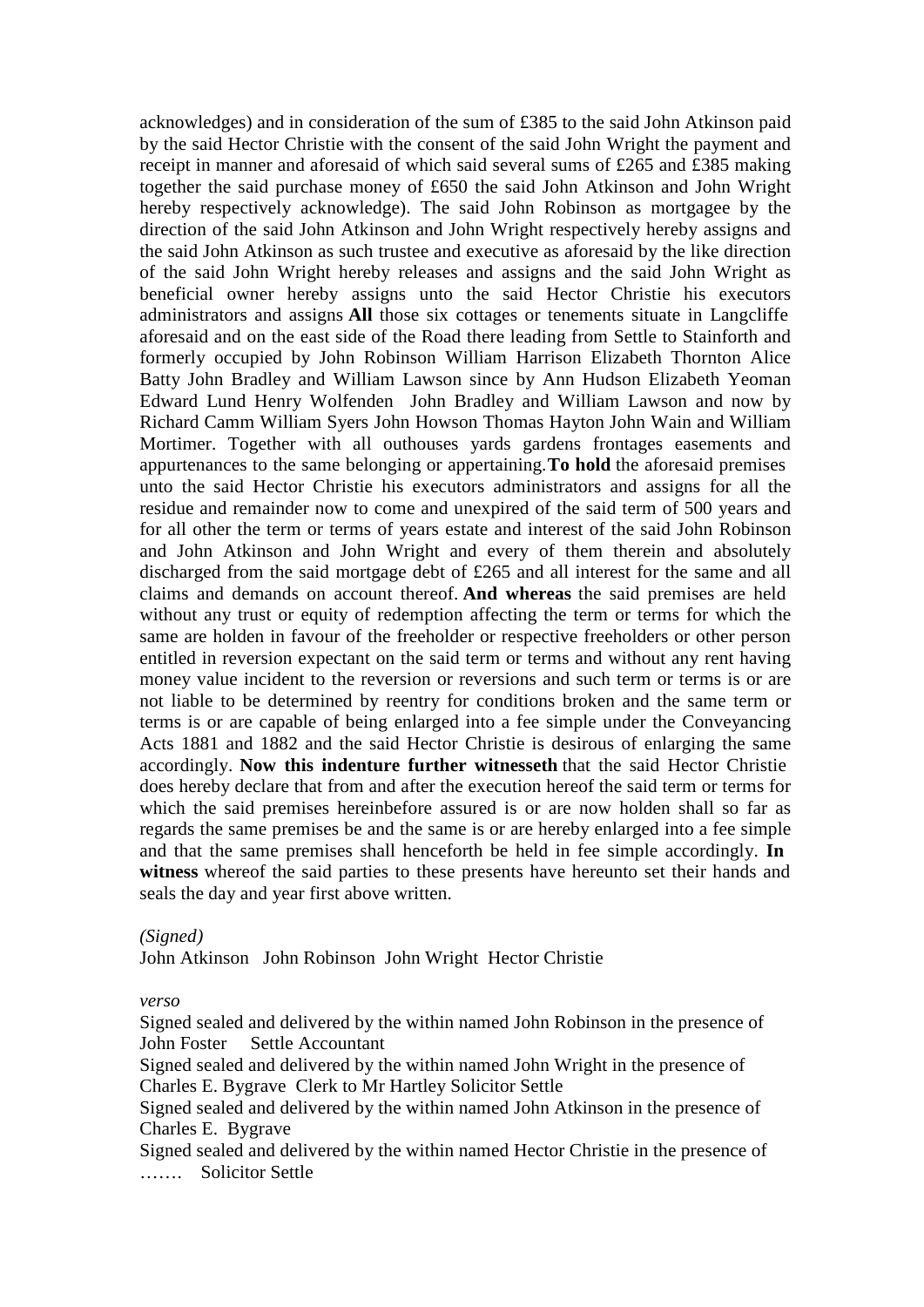acknowledges) and in consideration of the sum of £385 to the said John Atkinson paid by the said Hector Christie with the consent of the said John Wright the payment and receipt in manner and aforesaid of which said several sums of £265 and £385 making together the said purchase money of £650 the said John Atkinson and John Wright hereby respectively acknowledge). The said John Robinson as mortgagee by the direction of the said John Atkinson and John Wright respectively hereby assigns and the said John Atkinson as such trustee and executive as aforesaid by the like direction of the said John Wright hereby releases and assigns and the said John Wright as beneficial owner hereby assigns unto the said Hector Christie his executors administrators and assigns **All** those six cottages or tenements situate in Langcliffe aforesaid and on the east side of the Road there leading from Settle to Stainforth and formerly occupied by John Robinson William Harrison Elizabeth Thornton Alice Batty John Bradley and William Lawson since by Ann Hudson Elizabeth Yeoman Edward Lund Henry Wolfenden John Bradley and William Lawson and now by Richard Camm William Syers John Howson Thomas Hayton John Wain and William Mortimer. Together with all outhouses yards gardens frontages easements and appurtenances to the same belonging or appertaining. **To hold** the aforesaid premises unto the said Hector Christie his executors administrators and assigns for all the residue and remainder now to come and unexpired of the said term of 500 years and for all other the term or terms of years estate and interest of the said John Robinson and John Atkinson and John Wright and every of them therein and absolutely discharged from the said mortgage debt of £265 and all interest for the same and all claims and demands on account thereof. **And whereas** the said premises are held without any trust or equity of redemption affecting the term or terms for which the same are holden in favour of the freeholder or respective freeholders or other person entitled in reversion expectant on the said term or terms and without any rent having money value incident to the reversion or reversions and such term or terms is or are not liable to be determined by reentry for conditions broken and the same term or terms is or are capable of being enlarged into a fee simple under the Conveyancing Acts 1881 and 1882 and the said Hector Christie is desirous of enlarging the same accordingly. **Now this indenture further witnesseth** that the said Hector Christie does hereby declare that from and after the execution hereof the said term or terms for which the said premises hereinbefore assured is or are now holden shall so far as regards the same premises be and the same is or are hereby enlarged into a fee simple and that the same premises shall henceforth be held in fee simple accordingly. **In witness** whereof the said parties to these presents have hereunto set their hands and seals the day and year first above written.

*(Signed)*

John Atkinson John Robinson John Wright Hector Christie

*verso*

Signed sealed and delivered by the within named John Robinson in the presence of
John Foster Settle Accountant

Signed sealed and delivered by the within named John Wright in the presence of
Charles E. Bygrave Clerk to Mr Hartley Solicitor Settle

Signed sealed and delivered by the within named John Atkinson in the presence of
Charles E. Bygrave

Signed sealed and delivered by the within named Hector Christie in the presence of
……. Solicitor Settle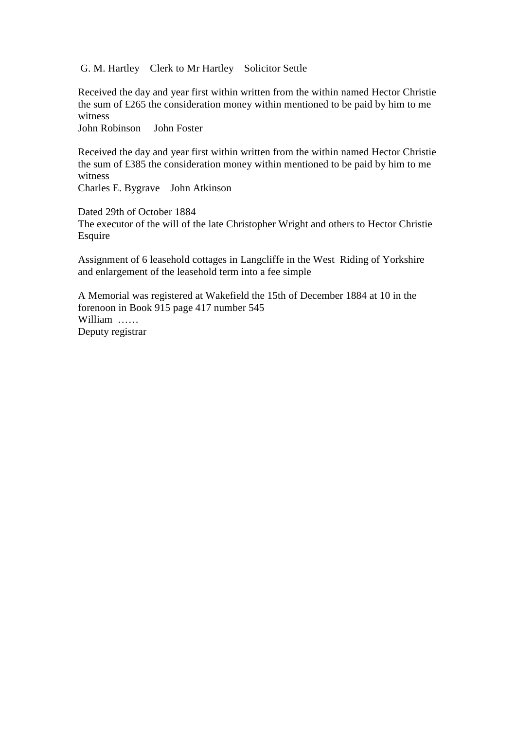G. M. Hartley    Clerk to Mr Hartley    Solicitor Settle

Received the day and year first within written from the within named Hector Christie the sum of £265 the consideration money within mentioned to be paid by him to me witness
John Robinson     John Foster

Received the day and year first within written from the within named Hector Christie the sum of £385 the consideration money within mentioned to be paid by him to me witness
Charles E. Bygrave    John Atkinson

Dated 29th of October 1884
The executor of the will of the late Christopher Wright and others to Hector Christie Esquire

Assignment of 6 leasehold cottages in Langcliffe in the West  Riding of Yorkshire and enlargement of the leasehold term into a fee simple

A Memorial was registered at Wakefield the 15th of December 1884 at 10 in the forenoon in Book 915 page 417 number 545
William  ……
Deputy registrar